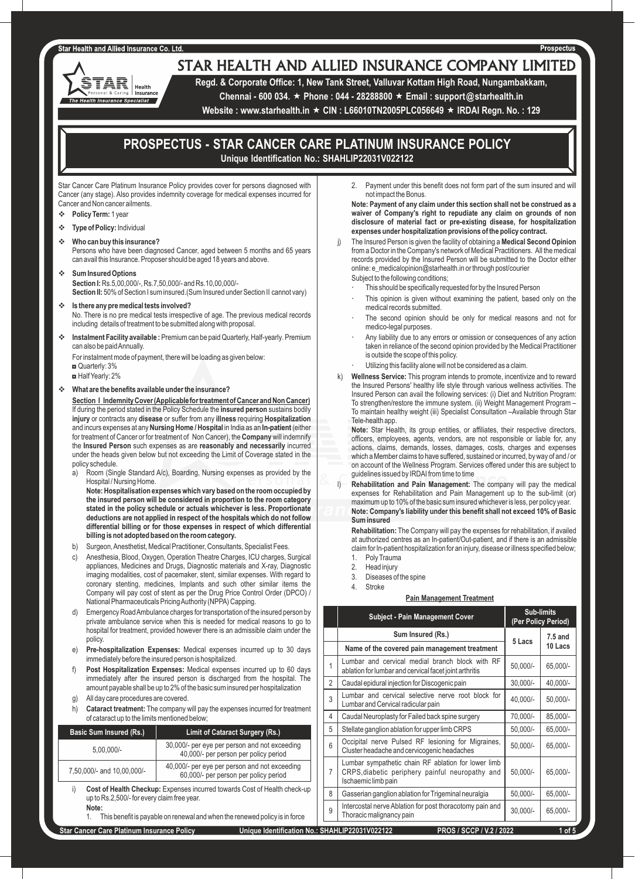# STAR HEALTH AND ALLIED INSURANCE COMPANY LIMITED

**Regd. & Corporate Office: 1, New Tank Street, Valluvar Kottam High Road, Nungambakkam, Chennai - 600 034. ★ Phone : 044 - 28288800 ★ Email : support@starhealth.in**
**Website : www.starhealth.in ★ CIN : L66010TN2005PLC056649 ★ IRDAI Regn. No. : 129**

## PROSPECTUS - STAR CANCER CARE PLATINUM INSURANCE POLICY

**Unique Identification No.: SHAHLIP22031V022122**

Star Cancer Care Platinum Insurance Policy provides cover for persons diagnosed with Cancer (any stage). Also provides indemnity coverage for medical expenses incurred for Cancer and Non cancer ailments.

- **Policy Term:** 1 year
- **Type of Policy:** Individual
- **Who can buy this insurance?**
  Persons who have been diagnosed Cancer, aged between 5 months and 65 years can avail this Insurance. Proposer should be aged 18 years and above.
- **Sum Insured Options**
  **Section I:** Rs.5,00,000/-, Rs.7,50,000/- and Rs.10,00,000/-
  **Section II:** 50% of Section I sum insured.(Sum Insured under Section II cannot vary)
- **Is there any pre medical tests involved?**
  No. There is no pre medical tests irrespective of age. The previous medical records including details of treatment to be submitted along with proposal.
- **Instalment Facility available :** Premium can be paid Quarterly, Half-yearly. Premium can also be paid Annually.
  For instalment mode of payment, there will be loading as given below:
  - Quarterly: 3%
  - Half Yearly: 2%
- **What are the benefits available under the insurance?**

**Section I Indemnity Cover (Applicable for treatment of Cancer and Non Cancer)**

If during the period stated in the Policy Schedule the **insured person** sustains bodily **injury** or contracts any **disease** or suffer from any **illness** requiring **Hospitalization** and incurs expenses at any **Nursing Home / Hospital** in India as an **In-patient** (either for treatment of Cancer or for treatment of Non Cancer), the **Company** will indemnify the **Insured Person** such expenses as are **reasonably and necessarily** incurred under the heads given below but not exceeding the Limit of Coverage stated in the policy schedule.

a) Room (Single Standard A/c), Boarding, Nursing expenses as provided by the Hospital / Nursing Home.
**Note: Hospitalisation expenses which vary based on the room occupied by the insured person will be considered in proportion to the room category stated in the policy schedule or actuals whichever is less. Proportionate deductions are not applied in respect of the hospitals which do not follow differential billing or for those expenses in respect of which differential billing is not adopted based on the room category.**

b) Surgeon, Anesthetist, Medical Practitioner, Consultants, Specialist Fees.

c) Anesthesia, Blood, Oxygen, Operation Theatre Charges, ICU charges, Surgical appliances, Medicines and Drugs, Diagnostic materials and X-ray, Diagnostic imaging modalities, cost of pacemaker, stent, similar expenses. With regard to coronary stenting, medicines, Implants and such other similar items the Company will pay cost of stent as per the Drug Price Control Order (DPCO) / National Pharmaceuticals Pricing Authority (NPPA) Capping.

d) Emergency Road Ambulance charges for transportation of the insured person by private ambulance service when this is needed for medical reasons to go to hospital for treatment, provided however there is an admissible claim under the policy.

e) **Pre-hospitalization Expenses:** Medical expenses incurred up to 30 days immediately before the insured person is hospitalized.

f) **Post Hospitalization Expenses:** Medical expenses incurred up to 60 days immediately after the insured person is discharged from the hospital. The amount payable shall be up to 2% of the basic sum insured per hospitalization

g) All day care procedures are covered.

h) **Cataract treatment:** The company will pay the expenses incurred for treatment of cataract up to the limits mentioned below;

| Basic Sum Insured (Rs.) | Limit of Cataract Surgery (Rs.) |
|---|---|
| 5,00,000/- | 30,000/- per eye per person and not exceeding 40,000/- per person per policy period |
| 7,50,000/- and 10,00,000/- | 40,000/- per eye per person and not exceeding 60,000/- per person per policy period |

i) **Cost of Health Checkup:** Expenses incurred towards Cost of Health check-up up to Rs.2,500/- for every claim free year.
**Note:**
1. This benefit is payable on renewal and when the renewed policy is in force
2. Payment under this benefit does not form part of the sum insured and will not impact the Bonus.

**Note: Payment of any claim under this section shall not be construed as a waiver of Company's right to repudiate any claim on grounds of non disclosure of material fact or pre-existing disease, for hospitalization expenses under hospitalization provisions of the policy contract.**

j) The Insured Person is given the facility of obtaining a **Medical Second Opinion** from a Doctor in the Company's network of Medical Practitioners. All the medical records provided by the Insured Person will be submitted to the Doctor either online: e_medicalopinion@starhealth.in or through post/courier
Subject to the following conditions;
- This should be specifically requested for by the Insured Person
- This opinion is given without examining the patient, based only on the medical records submitted.
- The second opinion should be only for medical reasons and not for medico-legal purposes.
- Any liability due to any errors or omission or consequences of any action taken in reliance of the second opinion provided by the Medical Practitioner is outside the scope of this policy.
- Utilizing this facility alone will not be considered as a claim.

k) **Wellness Service:** This program intends to promote, incentivize and to reward the Insured Persons' healthy life style through various wellness activities. The Insured Person can avail the following services: (i) Diet and Nutrition Program: To strengthen/restore the immune system. (ii) Weight Management Program – To maintain healthy weight (iii) Specialist Consultation –Available through Star Tele-health app.
**Note:** Star Health, its group entities, or affiliates, their respective directors, officers, employees, agents, vendors, are not responsible or liable for, any actions, claims, demands, losses, damages, costs, charges and expenses which a Member claims to have suffered, sustained or incurred, by way of and / or on account of the Wellness Program. Services offered under this are subject to guidelines issued by IRDAI from time to time

l) **Rehabilitation and Pain Management:** The company will pay the medical expenses for Rehabilitation and Pain Management up to the sub-limit (or) maximum up to 10% of the basic sum insured whichever is less, per policy year.
**Note: Company's liability under this benefit shall not exceed 10% of Basic Sum insured**

**Rehabilitation:** The Company will pay the expenses for rehabilitation, if availed at authorized centres as an In-patient/Out-patient, and if there is an admissible claim for In-patient hospitalization for an injury, disease or illness specified below;
1. Poly Trauma
2. Head injury
3. Diseases of the spine
4. Stroke

**Pain Management Treatment**

| | Subject - Pain Management Cover | Sub-limits (Per Policy Period) | |
|---|---|---|---|
| | Sum Insured (Rs.) | 5 Lacs | 7.5 and 10 Lacs |
| | Name of the covered pain management treatment | | |
| 1 | Lumbar and cervical medial branch block with RF ablation for lumbar and cervical facet joint arthritis | 50,000/- | 65,000/- |
| 2 | Caudal epidural injection for Discogenic pain | 30,000/- | 40,000/- |
| 3 | Lumbar and cervical selective nerve root block for Lumbar and Cervical radicular pain | 40,000/- | 50,000/- |
| 4 | Caudal Neuroplasty for Failed back spine surgery | 70,000/- | 85,000/- |
| 5 | Stellate ganglion ablation for upper limb CRPS | 50,000/- | 65,000/- |
| 6 | Occipital nerve Pulsed RF lesioning for Migraines, Cluster headache and cervicogenic headaches | 50,000/- | 65,000/- |
| 7 | Lumbar sympathetic chain RF ablation for lower limb CRPS, diabetic periphery painful neuropathy and Ischaemic limb pain | 50,000/- | 65,000/- |
| 8 | Gasserian ganglion ablation for Trigeminal neuralgia | 50,000/- | 65,000/- |
| 9 | Intercostal nerve Ablation for post thoracotomy pain and Thoracic malignancy pain | 30,000/- | 65,000/- |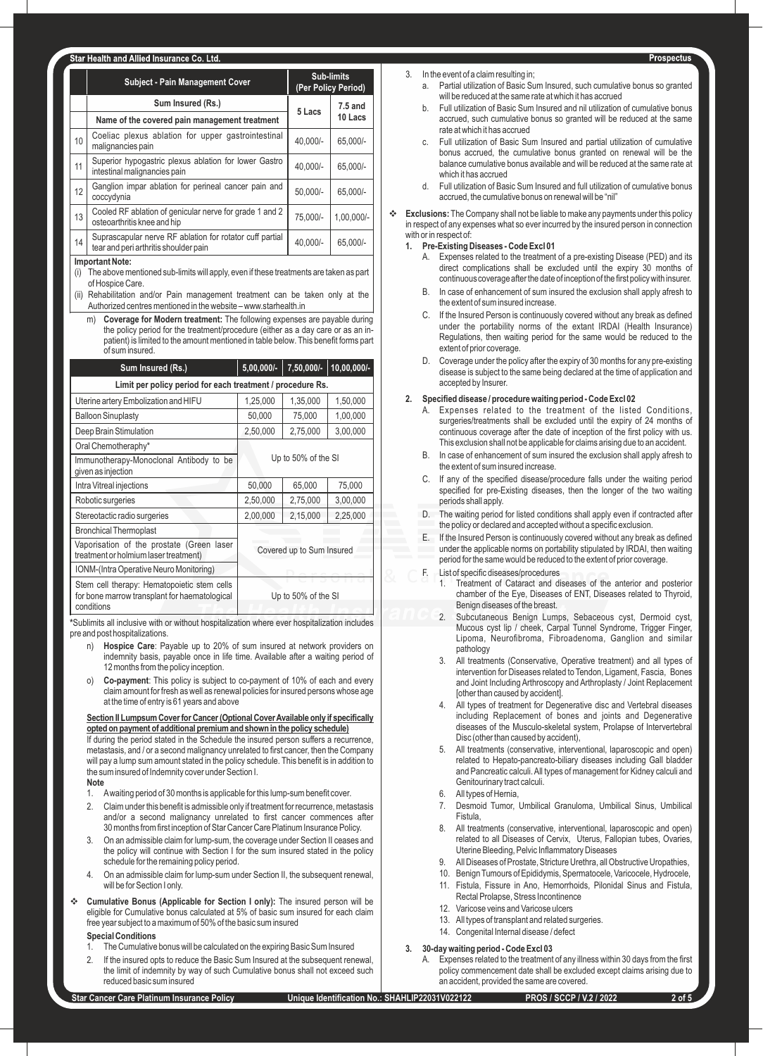| | Subject - Pain Management Cover | Sub-limits (Per Policy Period) | |
|---|---|---|---|
| | Sum Insured (Rs.) | 5 Lacs | 7.5 and 10 Lacs |
| | Name of the covered pain management treatment | | |
| 10 | Coeliac plexus ablation for upper gastrointestinal malignancies pain | 40,000/- | 65,000/- |
| 11 | Superior hypogastric plexus ablation for lower Gastro intestinal malignancies pain | 40,000/- | 65,000/- |
| 12 | Ganglion impar ablation for perineal cancer pain and coccydynia | 50,000/- | 65,000/- |
| 13 | Cooled RF ablation of genicular nerve for grade 1 and 2 osteoarthritis knee and hip | 75,000/- | 1,00,000/- |
| 14 | Suprascapular nerve RF ablation for rotator cuff partial tear and peri arthritis shoulder pain | 40,000/- | 65,000/- |

**Important Note:**

(i) The above mentioned sub-limits will apply, even if these treatments are taken as part of Hospice Care.

(ii) Rehabilitation and/or Pain management treatment can be taken only at the Authorized centres mentioned in the website – www.starhealth.in

m) **Coverage for Modern treatment:** The following expenses are payable during the policy period for the treatment/procedure (either as a day care or as an in-patient) is limited to the amount mentioned in table below. This benefit forms part of sum insured.

| Sum Insured (Rs.) | 5,00,000/- | 7,50,000/- | 10,00,000/- |
|---|---|---|---|
| Limit per policy period for each treatment / procedure Rs. | | | |
| Uterine artery Embolization and HIFU | 1,25,000 | 1,35,000 | 1,50,000 |
| Balloon Sinuplasty | 50,000 | 75,000 | 1,00,000 |
| Deep Brain Stimulation | 2,50,000 | 2,75,000 | 3,00,000 |
| Oral Chemotheraphy* | Up to 50% of the SI | | |
| Immunotherapy-Monoclonal Antibody to be given as injection | Up to 50% of the SI | | |
| Intra Vitreal injections | 50,000 | 65,000 | 75,000 |
| Robotic surgeries | 2,50,000 | 2,75,000 | 3,00,000 |
| Stereotactic radio surgeries | 2,00,000 | 2,15,000 | 2,25,000 |
| Bronchical Thermoplast | Covered up to Sum Insured | | |
| Vaporisation of the prostate (Green laser treatment or holmium laser treatment) | Covered up to Sum Insured | | |
| IONM-(Intra Operative Neuro Monitoring) | Covered up to Sum Insured | | |
| Stem cell therapy: Hematopoietic stem cells for bone marrow transplant for haematological conditions | Up to 50% of the SI | | |

*Sublimits all inclusive with or without hospitalization where ever hospitalization includes pre and post hospitalizations.

n) **Hospice Care**: Payable up to 20% of sum insured at network providers on indemnity basis, payable once in life time. Available after a waiting period of 12 months from the policy inception.

o) **Co-payment**: This policy is subject to co-payment of 10% of each and every claim amount for fresh as well as renewal policies for insured persons whose age at the time of entry is 61 years and above

**Section II Lumpsum Cover for Cancer (Optional Cover Available only if specifically opted on payment of additional premium and shown in the policy schedule)**

If during the period stated in the Schedule the insured person suffers a recurrence, metastasis, and / or a second malignancy unrelated to first cancer, then the Company will pay a lump sum amount stated in the policy schedule. This benefit is in addition to the sum insured of Indemnity cover under Section I.

**Note**

1. A waiting period of 30 months is applicable for this lump-sum benefit cover.
2. Claim under this benefit is admissible only if treatment for recurrence, metastasis and/or a second malignancy unrelated to first cancer commences after 30 months from first inception of Star Cancer Care Platinum Insurance Policy.
3. On an admissible claim for lump-sum, the coverage under Section II ceases and the policy will continue with Section I for the sum insured stated in the policy schedule for the remaining policy period.
4. On an admissible claim for lump-sum under Section II, the subsequent renewal, will be for Section I only.

❖ **Cumulative Bonus (Applicable for Section I only):** The insured person will be eligible for Cumulative bonus calculated at 5% of basic sum insured for each claim free year subject to a maximum of 50% of the basic sum insured

**Special Conditions**

1. The Cumulative bonus will be calculated on the expiring Basic Sum Insured
2. If the insured opts to reduce the Basic Sum Insured at the subsequent renewal, the limit of indemnity by way of such Cumulative bonus shall not exceed such reduced basic sum insured
3. In the event of a claim resulting in;
   a. Partial utilization of Basic Sum Insured, such cumulative bonus so granted will be reduced at the same rate at which it has accrued
   b. Full utilization of Basic Sum Insured and nil utilization of cumulative bonus accrued, such cumulative bonus so granted will be reduced at the same rate at which it has accrued
   c. Full utilization of Basic Sum Insured and partial utilization of cumulative bonus accrued, the cumulative bonus granted on renewal will be the balance cumulative bonus available and will be reduced at the same rate at which it has accrued
   d. Full utilization of Basic Sum Insured and full utilization of cumulative bonus accrued, the cumulative bonus on renewal will be "nil"

❖ **Exclusions:** The Company shall not be liable to make any payments under this policy in respect of any expenses what so ever incurred by the insured person in connection with or in respect of:

1. **Pre-Existing Diseases - Code Excl 01**
   A. Expenses related to the treatment of a pre-existing Disease (PED) and its direct complications shall be excluded until the expiry 30 months of continuous coverage after the date of inception of the first policy with insurer.
   B. In case of enhancement of sum insured the exclusion shall apply afresh to the extent of sum insured increase.
   C. If the Insured Person is continuously covered without any break as defined under the portability norms of the extant IRDAI (Health Insurance) Regulations, then waiting period for the same would be reduced to the extent of prior coverage.
   D. Coverage under the policy after the expiry of 30 months for any pre-existing disease is subject to the same being declared at the time of application and accepted by Insurer.

2. **Specified disease / procedure waiting period - Code Excl 02**
   A. Expenses related to the treatment of the listed Conditions, surgeries/treatments shall be excluded until the expiry of 24 months of continuous coverage after the date of inception of the first policy with us. This exclusion shall not be applicable for claims arising due to an accident.
   B. In case of enhancement of sum insured the exclusion shall apply afresh to the extent of sum insured increase.
   C. If any of the specified disease/procedure falls under the waiting period specified for pre-Existing diseases, then the longer of the two waiting periods shall apply.
   D. The waiting period for listed conditions shall apply even if contracted after the policy or declared and accepted without a specific exclusion.
   E. If the Insured Person is continuously covered without any break as defined under the applicable norms on portability stipulated by IRDAI, then waiting period for the same would be reduced to the extent of prior coverage.
   F. List of specific diseases/procedures
      1. Treatment of Cataract and diseases of the anterior and posterior chamber of the Eye, Diseases of ENT, Diseases related to Thyroid, Benign diseases of the breast.
      2. Subcutaneous Benign Lumps, Sebaceous cyst, Dermoid cyst, Mucous cyst lip / cheek, Carpal Tunnel Syndrome, Trigger Finger, Lipoma, Neurofibroma, Fibroadenoma, Ganglion and similar pathology
      3. All treatments (Conservative, Operative treatment) and all types of intervention for Diseases related to Tendon, Ligament, Fascia, Bones and Joint Including Arthroscopy and Arthroplasty / Joint Replacement [other than caused by accident].
      4. All types of treatment for Degenerative disc and Vertebral diseases including Replacement of bones and joints and Degenerative diseases of the Musculo-skeletal system, Prolapse of Intervertebral Disc (other than caused by accident),
      5. All treatments (conservative, interventional, laparoscopic and open) related to Hepato-pancreato-biliary diseases including Gall bladder and Pancreatic calculi. All types of management for Kidney calculi and Genitourinary tract calculi.
      6. All types of Hernia,
      7. Desmoid Tumor, Umbilical Granuloma, Umbilical Sinus, Umbilical Fistula,
      8. All treatments (conservative, interventional, laparoscopic and open) related to all Diseases of Cervix, Uterus, Fallopian tubes, Ovaries, Uterine Bleeding, Pelvic Inflammatory Diseases
      9. All Diseases of Prostate, Stricture Urethra, all Obstructive Uropathies,
      10. Benign Tumours of Epididymis, Spermatocele, Varicocele, Hydrocele,
      11. Fistula, Fissure in Ano, Hemorrhoids, Pilonidal Sinus and Fistula, Rectal Prolapse, Stress Incontinence
      12. Varicose veins and Varicose ulcers
      13. All types of transplant and related surgeries.
      14. Congenital Internal disease / defect

3. **30-day waiting period - Code Excl 03**
   A. Expenses related to the treatment of any illness within 30 days from the first policy commencement date shall be excluded except claims arising due to an accident, provided the same are covered.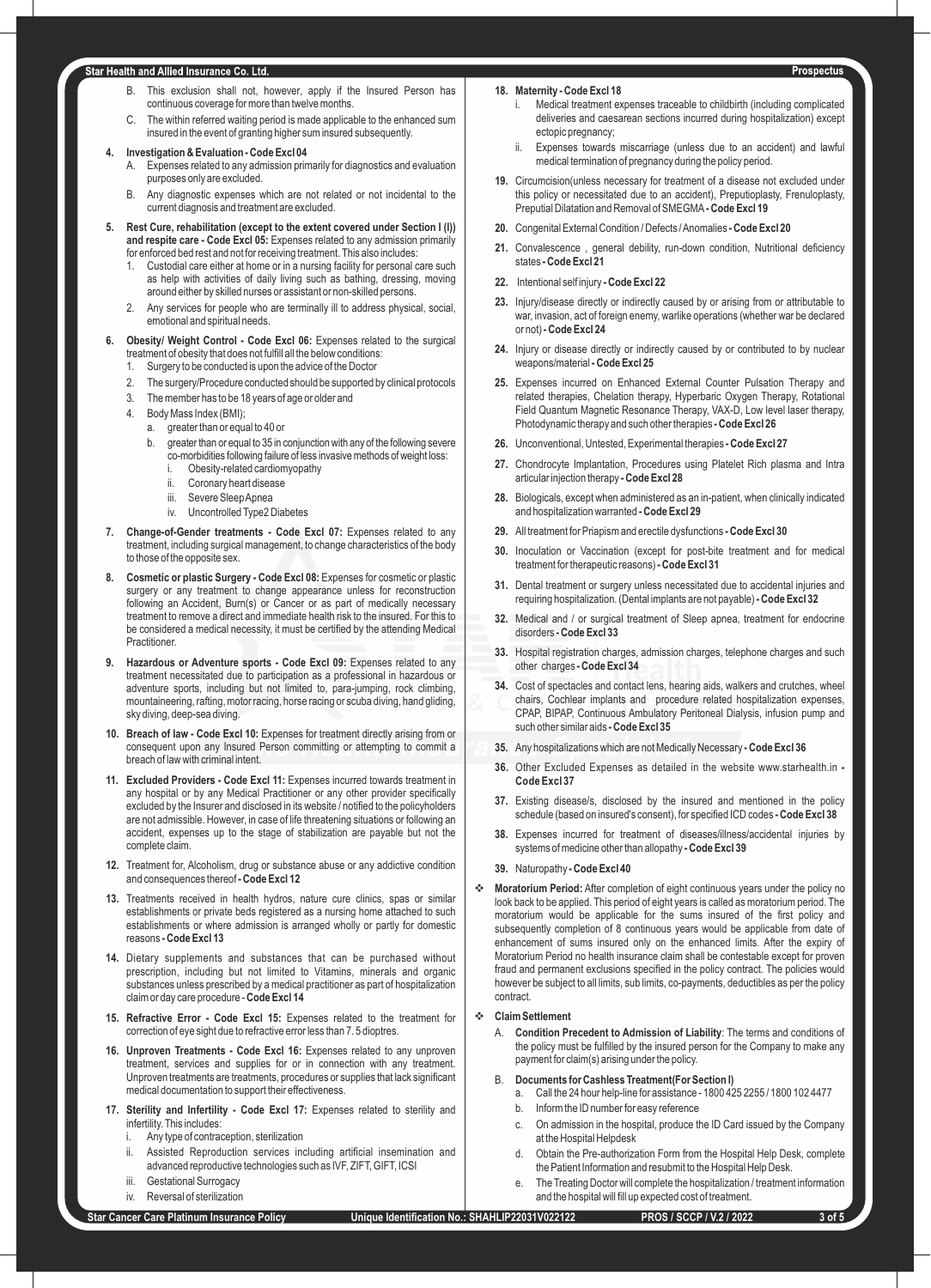B. This exclusion shall not, however, apply if the Insured Person has continuous coverage for more than twelve months.

C. The within referred waiting period is made applicable to the enhanced sum insured in the event of granting higher sum insured subsequently.

4. **Investigation & Evaluation - Code Excl 04**
   A. Expenses related to any admission primarily for diagnostics and evaluation purposes only are excluded.
   B. Any diagnostic expenses which are not related or not incidental to the current diagnosis and treatment are excluded.

5. **Rest Cure, rehabilitation (except to the extent covered under Section I (l)) and respite care - Code Excl 05:** Expenses related to any admission primarily for enforced bed rest and not for receiving treatment. This also includes:
   1. Custodial care either at home or in a nursing facility for personal care such as help with activities of daily living such as bathing, dressing, moving around either by skilled nurses or assistant or non-skilled persons.
   2. Any services for people who are terminally ill to address physical, social, emotional and spiritual needs.

6. **Obesity/ Weight Control - Code Excl 06:** Expenses related to the surgical treatment of obesity that does not fulfill all the below conditions:
   1. Surgery to be conducted is upon the advice of the Doctor
   2. The surgery/Procedure conducted should be supported by clinical protocols
   3. The member has to be 18 years of age or older and
   4. Body Mass Index (BMI);
      a. greater than or equal to 40 or
      b. greater than or equal to 35 in conjunction with any of the following severe co-morbidities following failure of less invasive methods of weight loss:
         i. Obesity-related cardiomyopathy
         ii. Coronary heart disease
         iii. Severe Sleep Apnea
         iv. Uncontrolled Type2 Diabetes

7. **Change-of-Gender treatments - Code Excl 07:** Expenses related to any treatment, including surgical management, to change characteristics of the body to those of the opposite sex.

8. **Cosmetic or plastic Surgery - Code Excl 08:** Expenses for cosmetic or plastic surgery or any treatment to change appearance unless for reconstruction following an Accident, Burn(s) or Cancer or as part of medically necessary treatment to remove a direct and immediate health risk to the insured. For this to be considered a medical necessity, it must be certified by the attending Medical Practitioner.

9. **Hazardous or Adventure sports - Code Excl 09:** Expenses related to any treatment necessitated due to participation as a professional in hazardous or adventure sports, including but not limited to, para-jumping, rock climbing, mountaineering, rafting, motor racing, horse racing or scuba diving, hand gliding, sky diving, deep-sea diving.

10. **Breach of law - Code Excl 10:** Expenses for treatment directly arising from or consequent upon any Insured Person committing or attempting to commit a breach of law with criminal intent.

11. **Excluded Providers - Code Excl 11:** Expenses incurred towards treatment in any hospital or by any Medical Practitioner or any other provider specifically excluded by the Insurer and disclosed in its website / notified to the policyholders are not admissible. However, in case of life threatening situations or following an accident, expenses up to the stage of stabilization are payable but not the complete claim.

12. Treatment for, Alcoholism, drug or substance abuse or any addictive condition and consequences thereof **- Code Excl 12**

13. Treatments received in health hydros, nature cure clinics, spas or similar establishments or private beds registered as a nursing home attached to such establishments or where admission is arranged wholly or partly for domestic reasons **- Code Excl 13**

14. Dietary supplements and substances that can be purchased without prescription, including but not limited to Vitamins, minerals and organic substances unless prescribed by a medical practitioner as part of hospitalization claim or day care procedure - **Code Excl 14**

15. **Refractive Error - Code Excl 15:** Expenses related to the treatment for correction of eye sight due to refractive error less than 7. 5 dioptres.

16. **Unproven Treatments - Code Excl 16:** Expenses related to any unproven treatment, services and supplies for or in connection with any treatment. Unproven treatments are treatments, procedures or supplies that lack significant medical documentation to support their effectiveness.

17. **Sterility and Infertility - Code Excl 17:** Expenses related to sterility and infertility. This includes:
   i. Any type of contraception, sterilization
   ii. Assisted Reproduction services including artificial insemination and advanced reproductive technologies such as IVF, ZIFT, GIFT, ICSI
   iii. Gestational Surrogacy
   iv. Reversal of sterilization

18. **Maternity - Code Excl 18**
   i. Medical treatment expenses traceable to childbirth (including complicated deliveries and caesarean sections incurred during hospitalization) except ectopic pregnancy;
   ii. Expenses towards miscarriage (unless due to an accident) and lawful medical termination of pregnancy during the policy period.

19. Circumcision(unless necessary for treatment of a disease not excluded under this policy or necessitated due to an accident), Preputioplasty, Frenuloplasty, Preputial Dilatation and Removal of SMEGMA **- Code Excl 19**

20. Congenital External Condition / Defects / Anomalies **- Code Excl 20**

21. Convalescence , general debility, run-down condition, Nutritional deficiency states **- Code Excl 21**

22. Intentional self injury **- Code Excl 22**

23. Injury/disease directly or indirectly caused by or arising from or attributable to war, invasion, act of foreign enemy, warlike operations (whether war be declared or not) **- Code Excl 24**

24. Injury or disease directly or indirectly caused by or contributed to by nuclear weapons/material **- Code Excl 25**

25. Expenses incurred on Enhanced External Counter Pulsation Therapy and related therapies, Chelation therapy, Hyperbaric Oxygen Therapy, Rotational Field Quantum Magnetic Resonance Therapy, VAX-D, Low level laser therapy, Photodynamic therapy and such other therapies **- Code Excl 26**

26. Unconventional, Untested, Experimental therapies **- Code Excl 27**

27. Chondrocyte Implantation, Procedures using Platelet Rich plasma and Intra articular injection therapy **- Code Excl 28**

28. Biologicals, except when administered as an in-patient, when clinically indicated and hospitalization warranted **- Code Excl 29**

29. All treatment for Priapism and erectile dysfunctions **- Code Excl 30**

30. Inoculation or Vaccination (except for post-bite treatment and for medical treatment for therapeutic reasons) **- Code Excl 31**

31. Dental treatment or surgery unless necessitated due to accidental injuries and requiring hospitalization. (Dental implants are not payable) **- Code Excl 32**

32. Medical and / or surgical treatment of Sleep apnea, treatment for endocrine disorders **- Code Excl 33**

33. Hospital registration charges, admission charges, telephone charges and such other charges **- Code Excl 34**

34. Cost of spectacles and contact lens, hearing aids, walkers and crutches, wheel chairs, Cochlear implants and procedure related hospitalization expenses, CPAP, BIPAP, Continuous Ambulatory Peritoneal Dialysis, infusion pump and such other similar aids **- Code Excl 35**

35. Any hospitalizations which are not Medically Necessary **- Code Excl 36**

36. Other Excluded Expenses as detailed in the website www.starhealth.in **- Code Excl 37**

37. Existing disease/s, disclosed by the insured and mentioned in the policy schedule (based on insured's consent), for specified ICD codes **- Code Excl 38**

38. Expenses incurred for treatment of diseases/illness/accidental injuries by systems of medicine other than allopathy **- Code Excl 39**

39. Naturopathy **- Code Excl 40**

❖ **Moratorium Period:** After completion of eight continuous years under the policy no look back to be applied. This period of eight years is called as moratorium period. The moratorium would be applicable for the sums insured of the first policy and subsequently completion of 8 continuous years would be applicable from date of enhancement of sums insured only on the enhanced limits. After the expiry of Moratorium Period no health insurance claim shall be contestable except for proven fraud and permanent exclusions specified in the policy contract. The policies would however be subject to all limits, sub limits, co-payments, deductibles as per the policy contract.

❖ **Claim Settlement**

A. **Condition Precedent to Admission of Liability**: The terms and conditions of the policy must be fulfilled by the insured person for the Company to make any payment for claim(s) arising under the policy.

B. **Documents for Cashless Treatment(For Section I)**
   a. Call the 24 hour help-line for assistance - 1800 425 2255 / 1800 102 4477
   b. Inform the ID number for easy reference
   c. On admission in the hospital, produce the ID Card issued by the Company at the Hospital Helpdesk
   d. Obtain the Pre-authorization Form from the Hospital Help Desk, complete the Patient Information and resubmit to the Hospital Help Desk.
   e. The Treating Doctor will complete the hospitalization / treatment information and the hospital will fill up expected cost of treatment.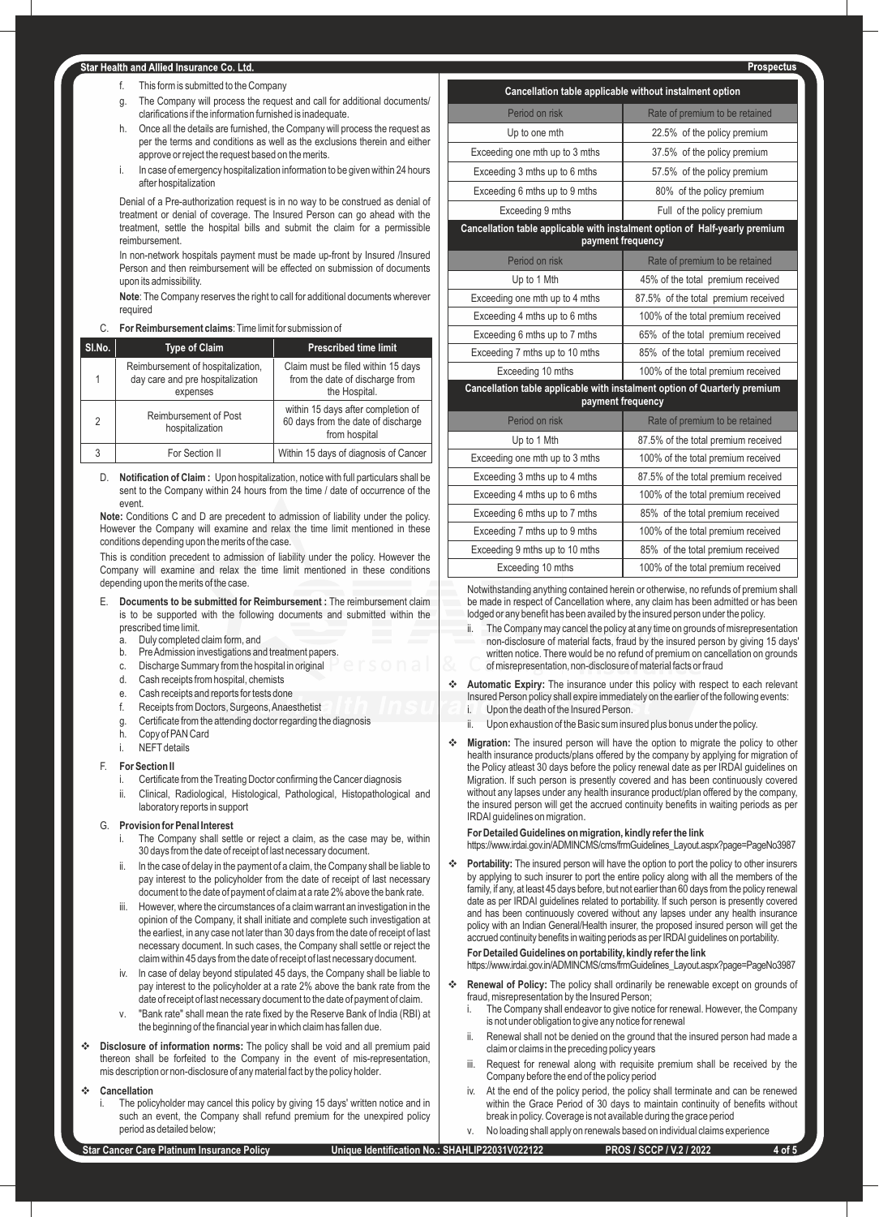f. This form is submitted to the Company
g. The Company will process the request and call for additional documents/ clarifications if the information furnished is inadequate.
h. Once all the details are furnished, the Company will process the request as per the terms and conditions as well as the exclusions therein and either approve or reject the request based on the merits.
i. In case of emergency hospitalization information to be given within 24 hours after hospitalization

Denial of a Pre-authorization request is in no way to be construed as denial of treatment or denial of coverage. The Insured Person can go ahead with the treatment, settle the hospital bills and submit the claim for a permissible reimbursement.

In non-network hospitals payment must be made up-front by Insured /Insured Person and then reimbursement will be effected on submission of documents upon its admissibility.

**Note**: The Company reserves the right to call for additional documents wherever required

C. **For Reimbursement claims**: Time limit for submission of

| Sl.No. | Type of Claim | Prescribed time limit |
|---|---|---|
| 1 | Reimbursement of hospitalization, day care and pre hospitalization expenses | Claim must be filed within 15 days from the date of discharge from the Hospital. |
| 2 | Reimbursement of Post hospitalization | within 15 days after completion of 60 days from the date of discharge from hospital |
| 3 | For Section II | Within 15 days of diagnosis of Cancer |

D. **Notification of Claim :** Upon hospitalization, notice with full particulars shall be sent to the Company within 24 hours from the time / date of occurrence of the event.

**Note:** Conditions C and D are precedent to admission of liability under the policy. However the Company will examine and relax the time limit mentioned in these conditions depending upon the merits of the case.

This is condition precedent to admission of liability under the policy. However the Company will examine and relax the time limit mentioned in these conditions depending upon the merits of the case.

E. **Documents to be submitted for Reimbursement :** The reimbursement claim is to be supported with the following documents and submitted within the prescribed time limit.
   a. Duly completed claim form, and
   b. Pre Admission investigations and treatment papers.
   c. Discharge Summary from the hospital in original
   d. Cash receipts from hospital, chemists
   e. Cash receipts and reports for tests done
   f. Receipts from Doctors, Surgeons, Anaesthetist
   g. Certificate from the attending doctor regarding the diagnosis
   h. Copy of PAN Card
   i. NEFT details

F. **For Section II**
   i. Certificate from the Treating Doctor confirming the Cancer diagnosis
   ii. Clinical, Radiological, Histological, Pathological, Histopathological and laboratory reports in support

G. **Provision for Penal Interest**
   i. The Company shall settle or reject a claim, as the case may be, within 30 days from the date of receipt of last necessary document.
   ii. In the case of delay in the payment of a claim, the Company shall be liable to pay interest to the policyholder from the date of receipt of last necessary document to the date of payment of claim at a rate 2% above the bank rate.
   iii. However, where the circumstances of a claim warrant an investigation in the opinion of the Company, it shall initiate and complete such investigation at the earliest, in any case not later than 30 days from the date of receipt of last necessary document. In such cases, the Company shall settle or reject the claim within 45 days from the date of receipt of last necessary document.
   iv. In case of delay beyond stipulated 45 days, the Company shall be liable to pay interest to the policyholder at a rate 2% above the bank rate from the date of receipt of last necessary document to the date of payment of claim.
   v. "Bank rate" shall mean the rate fixed by the Reserve Bank of India (RBI) at the beginning of the financial year in which claim has fallen due.

❖ **Disclosure of information norms:** The policy shall be void and all premium paid thereon shall be forfeited to the Company in the event of mis-representation, mis description or non-disclosure of any material fact by the policy holder.

❖ **Cancellation**
   i. The policyholder may cancel this policy by giving 15 days' written notice and in such an event, the Company shall refund premium for the unexpired policy period as detailed below;

| Cancellation table applicable without instalment option | |
|---|---|
| Period on risk | Rate of premium to be retained |
| Up to one mth | 22.5% of the policy premium |
| Exceeding one mth up to 3 mths | 37.5% of the policy premium |
| Exceeding 3 mths up to 6 mths | 57.5% of the policy premium |
| Exceeding 6 mths up to 9 mths | 80% of the policy premium |
| Exceeding 9 mths | Full of the policy premium |

| Cancellation table applicable with instalment option of Half-yearly premium payment frequency | |
|---|---|
| Period on risk | Rate of premium to be retained |
| Up to 1 Mth | 45% of the total premium received |
| Exceeding one mth up to 4 mths | 87.5% of the total premium received |
| Exceeding 4 mths up to 6 mths | 100% of the total premium received |
| Exceeding 6 mths up to 7 mths | 65% of the total premium received |
| Exceeding 7 mths up to 10 mths | 85% of the total premium received |
| Exceeding 10 mths | 100% of the total premium received |

| Cancellation table applicable with instalment option of Quarterly premium payment frequency | |
|---|---|
| Period on risk | Rate of premium to be retained |
| Up to 1 Mth | 87.5% of the total premium received |
| Exceeding one mth up to 3 mths | 100% of the total premium received |
| Exceeding 3 mths up to 4 mths | 87.5% of the total premium received |
| Exceeding 4 mths up to 6 mths | 100% of the total premium received |
| Exceeding 6 mths up to 7 mths | 85% of the total premium received |
| Exceeding 7 mths up to 9 mths | 100% of the total premium received |
| Exceeding 9 mths up to 10 mths | 85% of the total premium received |
| Exceeding 10 mths | 100% of the total premium received |

Notwithstanding anything contained herein or otherwise, no refunds of premium shall be made in respect of Cancellation where, any claim has been admitted or has been lodged or any benefit has been availed by the insured person under the policy.

   ii. The Company may cancel the policy at any time on grounds of misrepresentation non-disclosure of material facts, fraud by the insured person by giving 15 days' written notice. There would be no refund of premium on cancellation on grounds of misrepresentation, non-disclosure of material facts or fraud

❖ **Automatic Expiry:** The insurance under this policy with respect to each relevant Insured Person policy shall expire immediately on the earlier of the following events:
   i. Upon the death of the Insured Person.
   ii. Upon exhaustion of the Basic sum insured plus bonus under the policy.

❖ **Migration:** The insured person will have the option to migrate the policy to other health insurance products/plans offered by the company by applying for migration of the Policy atleast 30 days before the policy renewal date as per IRDAI guidelines on Migration. If such person is presently covered and has been continuously covered without any lapses under any health insurance product/plan offered by the company, the insured person will get the accrued continuity benefits in waiting periods as per IRDAI guidelines on migration.

**For Detailed Guidelines on migration, kindly refer the link**
https://www.irdai.gov.in/ADMINCMS/cms/frmGuidelines_Layout.aspx?page=PageNo3987

❖ **Portability:** The insured person will have the option to port the policy to other insurers by applying to such insurer to port the entire policy along with all the members of the family, if any, at least 45 days before, but not earlier than 60 days from the policy renewal date as per IRDAI guidelines related to portability. If such person is presently covered and has been continuously covered without any lapses under any health insurance policy with an Indian General/Health insurer, the proposed insured person will get the accrued continuity benefits in waiting periods as per IRDAI guidelines on portability.

**For Detailed Guidelines on portability, kindly refer the link**
https://www.irdai.gov.in/ADMINCMS/cms/frmGuidelines_Layout.aspx?page=PageNo3987

❖ **Renewal of Policy:** The policy shall ordinarily be renewable except on grounds of fraud, misrepresentation by the Insured Person;
   i. The Company shall endeavor to give notice for renewal. However, the Company is not under obligation to give any notice for renewal
   ii. Renewal shall not be denied on the ground that the insured person had made a claim or claims in the preceding policy years
   iii. Request for renewal along with requisite premium shall be received by the Company before the end of the policy period
   iv. At the end of the policy period, the policy shall terminate and can be renewed within the Grace Period of 30 days to maintain continuity of benefits without break in policy. Coverage is not available during the grace period
   v. No loading shall apply on renewals based on individual claims experience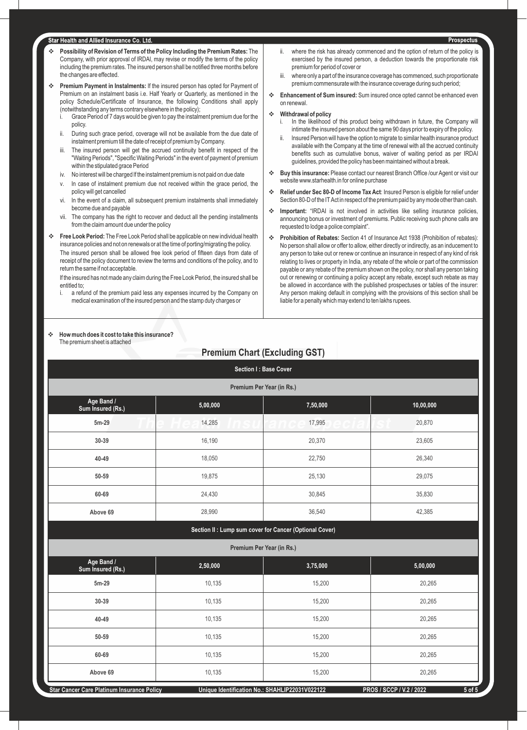- **Possibility of Revision of Terms of the Policy Including the Premium Rates:** The Company, with prior approval of IRDAI, may revise or modify the terms of the policy including the premium rates. The insured person shall be notified three months before the changes are effected.
- **Premium Payment in Instalments:** If the insured person has opted for Payment of Premium on an instalment basis i.e. Half Yearly or Quarterly, as mentioned in the policy Schedule/Certificate of Insurance, the following Conditions shall apply (notwithstanding any terms contrary elsewhere in the policy);
  1. Grace Period of 7 days would be given to pay the instalment premium due for the policy.
  2. During such grace period, coverage will not be available from the due date of instalment premium till the date of receipt of premium by Company.
  3. The insured person will get the accrued continuity benefit in respect of the "Waiting Periods", "Specific Waiting Periods" in the event of payment of premium within the stipulated grace Period
  4. No interest will be charged If the instalment premium is not paid on due date
  5. In case of instalment premium due not received within the grace period, the policy will get cancelled
  6. In the event of a claim, all subsequent premium instalments shall immediately become due and payable
  7. The company has the right to recover and deduct all the pending installments from the claim amount due under the policy
- **Free Look Period:** The Free Look Period shall be applicable on new individual health insurance policies and not on renewals or at the time of porting/migrating the policy.

  The insured person shall be allowed free look period of fifteen days from date of receipt of the policy document to review the terms and conditions of the policy, and to return the same if not acceptable.

  If the insured has not made any claim during the Free Look Period, the insured shall be entitled to;
  1. a refund of the premium paid less any expenses incurred by the Company on medical examination of the insured person and the stamp duty charges or
  2. where the risk has already commenced and the option of return of the policy is exercised by the insured person, a deduction towards the proportionate risk premium for period of cover or
  3. where only a part of the insurance coverage has commenced, such proportionate premium commensurate with the insurance coverage during such period;
- **Enhancement of Sum insured:** Sum insured once opted cannot be enhanced even on renewal.
- **Withdrawal of policy**
  1. In the likelihood of this product being withdrawn in future, the Company will intimate the insured person about the same 90 days prior to expiry of the policy.
  2. Insured Person will have the option to migrate to similar health insurance product available with the Company at the time of renewal with all the accrued continuity benefits such as cumulative bonus, waiver of waiting period as per IRDAI guidelines, provided the policy has been maintained without a break.
- **Buy this insurance:** Please contact our nearest Branch Office /our Agent or visit our website www.starhealth.in for online purchase
- **Relief under Sec 80-D of Income Tax Act**: Insured Person is eligible for relief under Section 80-D of the IT Act in respect of the premium paid by any mode other than cash.
- **Important:** "IRDAI is not involved in activities like selling insurance policies, announcing bonus or investment of premiums. Public receiving such phone calls are requested to lodge a police complaint".
- **Prohibition of Rebates:** Section 41 of Insurance Act 1938 (Prohibition of rebates): No person shall allow or offer to allow, either directly or indirectly, as an inducement to any person to take out or renew or continue an insurance in respect of any kind of risk relating to lives or property in India, any rebate of the whole or part of the commission payable or any rebate of the premium shown on the policy, nor shall any person taking out or renewing or continuing a policy accept any rebate, except such rebate as may be allowed in accordance with the published prospectuses or tables of the insurer: Any person making default in complying with the provisions of this section shall be liable for a penalty which may extend to ten lakhs rupees.
- **How much does it cost to take this insurance?**
  The premium sheet is attached

## Premium Chart (Excluding GST)

**Section I : Base Cover**

Premium Per Year (in Rs.)

| Age Band / Sum Insured (Rs.) | 5,00,000 | 7,50,000 | 10,00,000 |
|---|---|---|---|
| 5m-29 | 14,285 | 17,995 | 20,870 |
| 30-39 | 16,190 | 20,370 | 23,605 |
| 40-49 | 18,050 | 22,750 | 26,340 |
| 50-59 | 19,875 | 25,130 | 29,075 |
| 60-69 | 24,430 | 30,845 | 35,830 |
| Above 69 | 28,990 | 36,540 | 42,385 |

**Section II : Lump sum cover for Cancer (Optional Cover)**

Premium Per Year (in Rs.)

| Age Band / Sum Insured (Rs.) | 2,50,000 | 3,75,000 | 5,00,000 |
|---|---|---|---|
| 5m-29 | 10,135 | 15,200 | 20,265 |
| 30-39 | 10,135 | 15,200 | 20,265 |
| 40-49 | 10,135 | 15,200 | 20,265 |
| 50-59 | 10,135 | 15,200 | 20,265 |
| 60-69 | 10,135 | 15,200 | 20,265 |
| Above 69 | 10,135 | 15,200 | 20,265 |